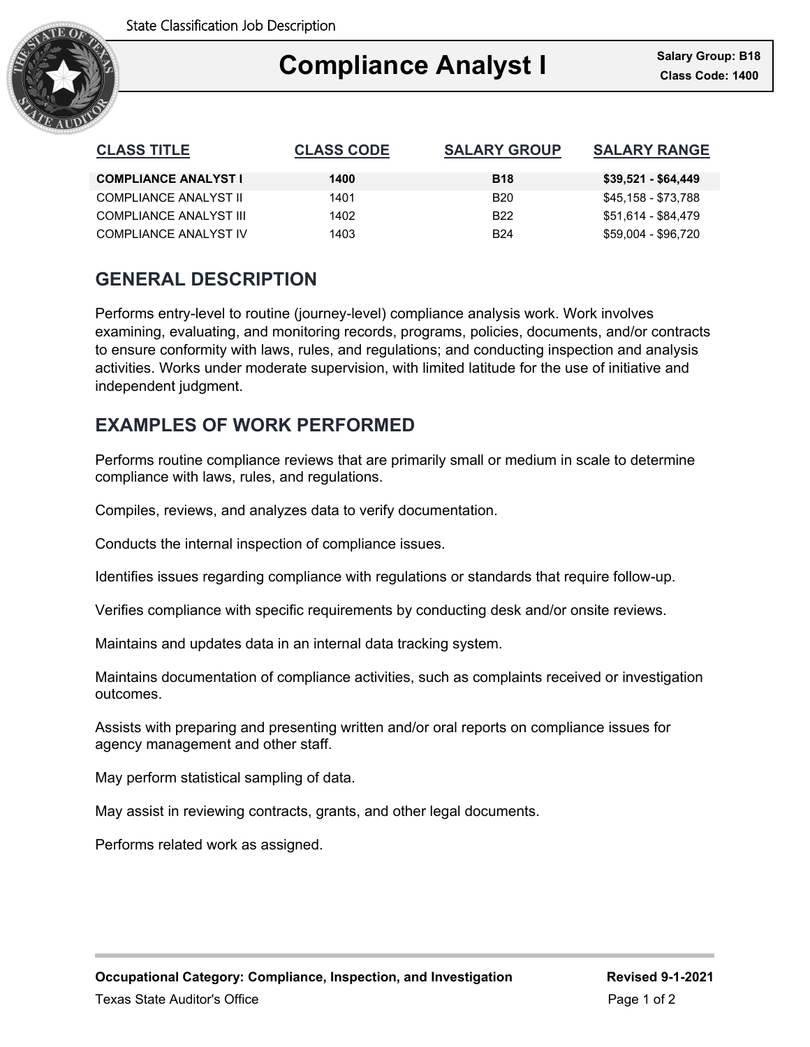State Classification Job Description

# Compliance Analyst I

**Salary Group: B18**
**Class Code: 1400**

| CLASS TITLE | CLASS CODE | SALARY GROUP | SALARY RANGE |
|---|---|---|---|
| **COMPLIANCE ANALYST I** | **1400** | **B18** | **$39,521 - $64,449** |
| COMPLIANCE ANALYST II | 1401 | B20 | $45,158 - $73,788 |
| COMPLIANCE ANALYST III | 1402 | B22 | $51,614 - $84,479 |
| COMPLIANCE ANALYST IV | 1403 | B24 | $59,004 - $96,720 |

## GENERAL DESCRIPTION

Performs entry-level to routine (journey-level) compliance analysis work. Work involves examining, evaluating, and monitoring records, programs, policies, documents, and/or contracts to ensure conformity with laws, rules, and regulations; and conducting inspection and analysis activities. Works under moderate supervision, with limited latitude for the use of initiative and independent judgment.

## EXAMPLES OF WORK PERFORMED

Performs routine compliance reviews that are primarily small or medium in scale to determine compliance with laws, rules, and regulations.

Compiles, reviews, and analyzes data to verify documentation.

Conducts the internal inspection of compliance issues.

Identifies issues regarding compliance with regulations or standards that require follow-up.

Verifies compliance with specific requirements by conducting desk and/or onsite reviews.

Maintains and updates data in an internal data tracking system.

Maintains documentation of compliance activities, such as complaints received or investigation outcomes.

Assists with preparing and presenting written and/or oral reports on compliance issues for agency management and other staff.

May perform statistical sampling of data.

May assist in reviewing contracts, grants, and other legal documents.

Performs related work as assigned.

**Occupational Category: Compliance, Inspection, and Investigation**

**Revised 9-1-2021**

Texas State Auditor's Office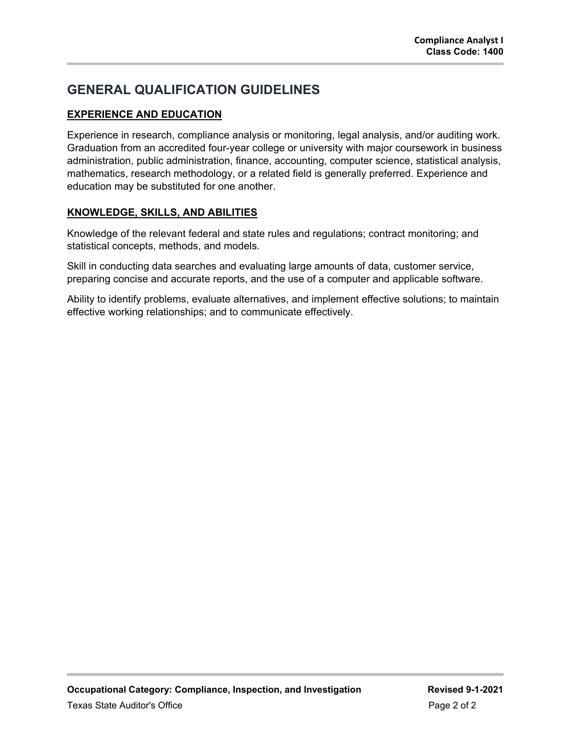## GENERAL QUALIFICATION GUIDELINES

### EXPERIENCE AND EDUCATION

Experience in research, compliance analysis or monitoring, legal analysis, and/or auditing work. Graduation from an accredited four-year college or university with major coursework in business administration, public administration, finance, accounting, computer science, statistical analysis, mathematics, research methodology, or a related field is generally preferred. Experience and education may be substituted for one another.

### KNOWLEDGE, SKILLS, AND ABILITIES

Knowledge of the relevant federal and state rules and regulations; contract monitoring; and statistical concepts, methods, and models.

Skill in conducting data searches and evaluating large amounts of data, customer service, preparing concise and accurate reports, and the use of a computer and applicable software.

Ability to identify problems, evaluate alternatives, and implement effective solutions; to maintain effective working relationships; and to communicate effectively.